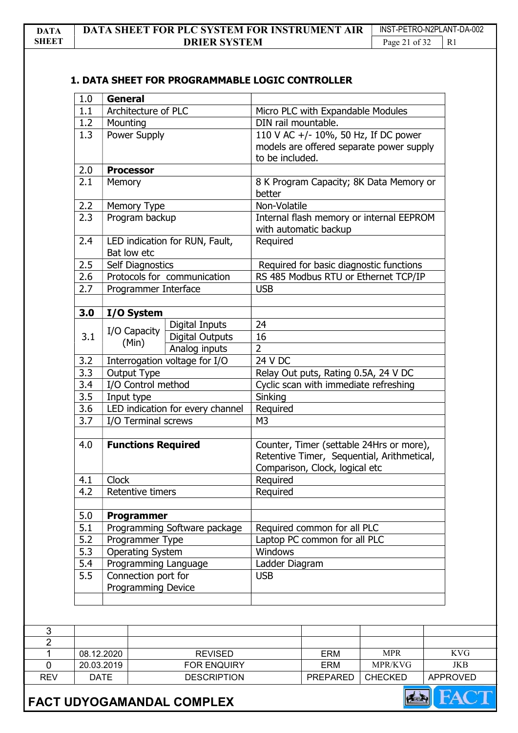### 1. DATA SHEET FOR PROGRAMMABLE LOGIC CONTROLLER

| | | | |
|---|---|---|---|
| 1.0 | **General** | | |
| 1.1 | Architecture of PLC | | Micro PLC with Expandable Modules |
| 1.2 | Mounting | | DIN rail mountable. |
| 1.3 | Power Supply | | 110 V AC +/- 10%, 50 Hz, If DC power models are offered separate power supply to be included. |
| 2.0 | **Processor** | | |
| 2.1 | Memory | | 8 K Program Capacity; 8K Data Memory or better |
| 2.2 | Memory Type | | Non-Volatile |
| 2.3 | Program backup | | Internal flash memory or internal EEPROM with automatic backup |
| 2.4 | LED indication for RUN, Fault, Bat low etc | | Required |
| 2.5 | Self Diagnostics | | Required for basic diagnostic functions |
| 2.6 | Protocols for communication | | RS 485 Modbus RTU or Ethernet TCP/IP |
| 2.7 | Programmer Interface | | USB |
| | | | |
| **3.0** | **I/O System** | | |
| 3.1 | I/O Capacity (Min) | Digital Inputs | 24 |
| | | Digital Outputs | 16 |
| | | Analog inputs | 2 |
| 3.2 | Interrogation voltage for I/O | | 24 V DC |
| 3.3 | Output Type | | Relay Out puts, Rating 0.5A, 24 V DC |
| 3.4 | I/O Control method | | Cyclic scan with immediate refreshing |
| 3.5 | Input type | | Sinking |
| 3.6 | LED indication for every channel | | Required |
| 3.7 | I/O Terminal screws | | M3 |
| | | | |
| 4.0 | **Functions Required** | | Counter, Timer (settable 24Hrs or more), Retentive Timer, Sequential, Arithmetical, Comparison, Clock, logical etc |
| 4.1 | Clock | | Required |
| 4.2 | Retentive timers | | Required |
| | | | |
| 5.0 | **Programmer** | | |
| 5.1 | Programming Software package | | Required common for all PLC |
| 5.2 | Programmer Type | | Laptop PC common for all PLC |
| 5.3 | Operating System | | Windows |
| 5.4 | Programming Language | | Ladder Diagram |
| 5.5 | Connection port for Programming Device | | USB |
| | | | |

| REV | DATE | DESCRIPTION | PREPARED | CHECKED | APPROVED |
|---|---|---|---|---|---|
| 3 | | | | | |
| 2 | | | | | |
| 1 | 08.12.2020 | REVISED | ERM | MPR | KVG |
| 0 | 20.03.2019 | FOR ENQUIRY | ERM | MPR/KVG | JKB |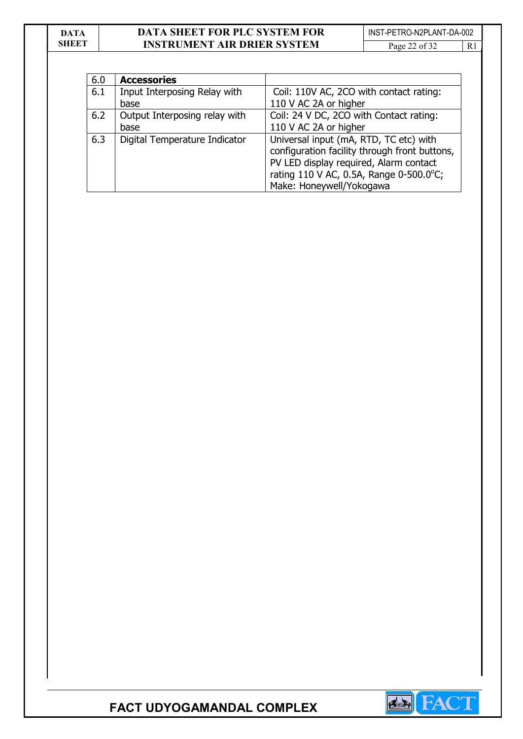| 6.0 | **Accessories** | |
|---|---|---|
| 6.1 | Input Interposing Relay with base | Coil: 110V AC, 2CO with contact rating: 110 V AC 2A or higher |
| 6.2 | Output Interposing relay with base | Coil: 24 V DC, 2CO with Contact rating: 110 V AC 2A or higher |
| 6.3 | Digital Temperature Indicator | Universal input (mA, RTD, TC etc) with configuration facility through front buttons, PV LED display required, Alarm contact rating 110 V AC, 0.5A, Range 0-500.0°C; Make: Honeywell/Yokogawa |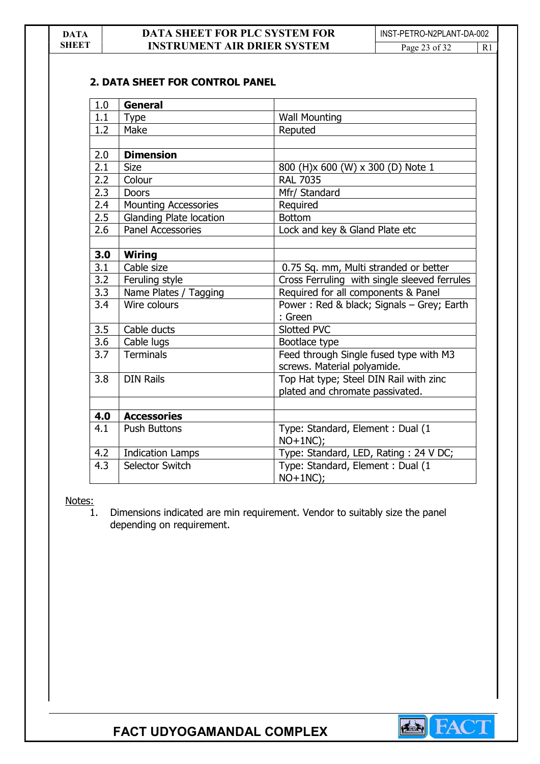## 2. DATA SHEET FOR CONTROL PANEL

| | | |
|---|---|---|
| 1.0 | **General** | |
| 1.1 | Type | Wall Mounting |
| 1.2 | Make | Reputed |
| | | |
| 2.0 | **Dimension** | |
| 2.1 | Size | 800 (H)x 600 (W) x 300 (D) Note 1 |
| 2.2 | Colour | RAL 7035 |
| 2.3 | Doors | Mfr/ Standard |
| 2.4 | Mounting Accessories | Required |
| 2.5 | Glanding Plate location | Bottom |
| 2.6 | Panel Accessories | Lock and key & Gland Plate etc |
| | | |
| **3.0** | **Wiring** | |
| 3.1 | Cable size | 0.75 Sq. mm, Multi stranded or better |
| 3.2 | Feruling style | Cross Ferruling with single sleeved ferrules |
| 3.3 | Name Plates / Tagging | Required for all components & Panel |
| 3.4 | Wire colours | Power : Red & black; Signals – Grey; Earth : Green |
| 3.5 | Cable ducts | Slotted PVC |
| 3.6 | Cable lugs | Bootlace type |
| 3.7 | Terminals | Feed through Single fused type with M3 screws. Material polyamide. |
| 3.8 | DIN Rails | Top Hat type; Steel DIN Rail with zinc plated and chromate passivated. |
| | | |
| **4.0** | **Accessories** | |
| 4.1 | Push Buttons | Type: Standard, Element : Dual (1 NO+1NC); |
| 4.2 | Indication Lamps | Type: Standard, LED, Rating : 24 V DC; |
| 4.3 | Selector Switch | Type: Standard, Element : Dual (1 NO+1NC); |

Notes:

1. Dimensions indicated are min requirement. Vendor to suitably size the panel depending on requirement.